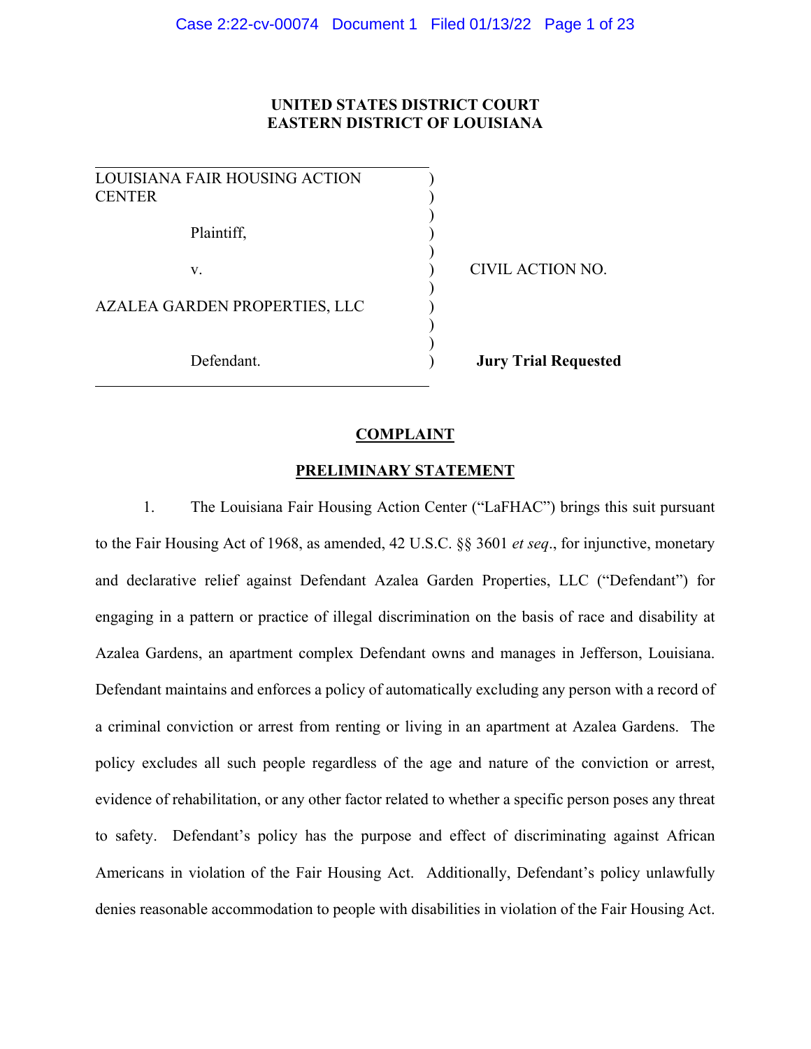**UNITED STATES DISTRICT COURT**
**EASTERN DISTRICT OF LOUISIANA**

| | |
|---|---|
| LOUISIANA FAIR HOUSING ACTION CENTER | |
| Plaintiff, | |
| v. | CIVIL ACTION NO. |
| AZALEA GARDEN PROPERTIES, LLC | |
| Defendant. | **Jury Trial Requested** |

## COMPLAINT

## PRELIMINARY STATEMENT

1. The Louisiana Fair Housing Action Center ("LaFHAC") brings this suit pursuant to the Fair Housing Act of 1968, as amended, 42 U.S.C. §§ 3601 *et seq*., for injunctive, monetary and declarative relief against Defendant Azalea Garden Properties, LLC ("Defendant") for engaging in a pattern or practice of illegal discrimination on the basis of race and disability at Azalea Gardens, an apartment complex Defendant owns and manages in Jefferson, Louisiana. Defendant maintains and enforces a policy of automatically excluding any person with a record of a criminal conviction or arrest from renting or living in an apartment at Azalea Gardens. The policy excludes all such people regardless of the age and nature of the conviction or arrest, evidence of rehabilitation, or any other factor related to whether a specific person poses any threat to safety. Defendant's policy has the purpose and effect of discriminating against African Americans in violation of the Fair Housing Act. Additionally, Defendant's policy unlawfully denies reasonable accommodation to people with disabilities in violation of the Fair Housing Act.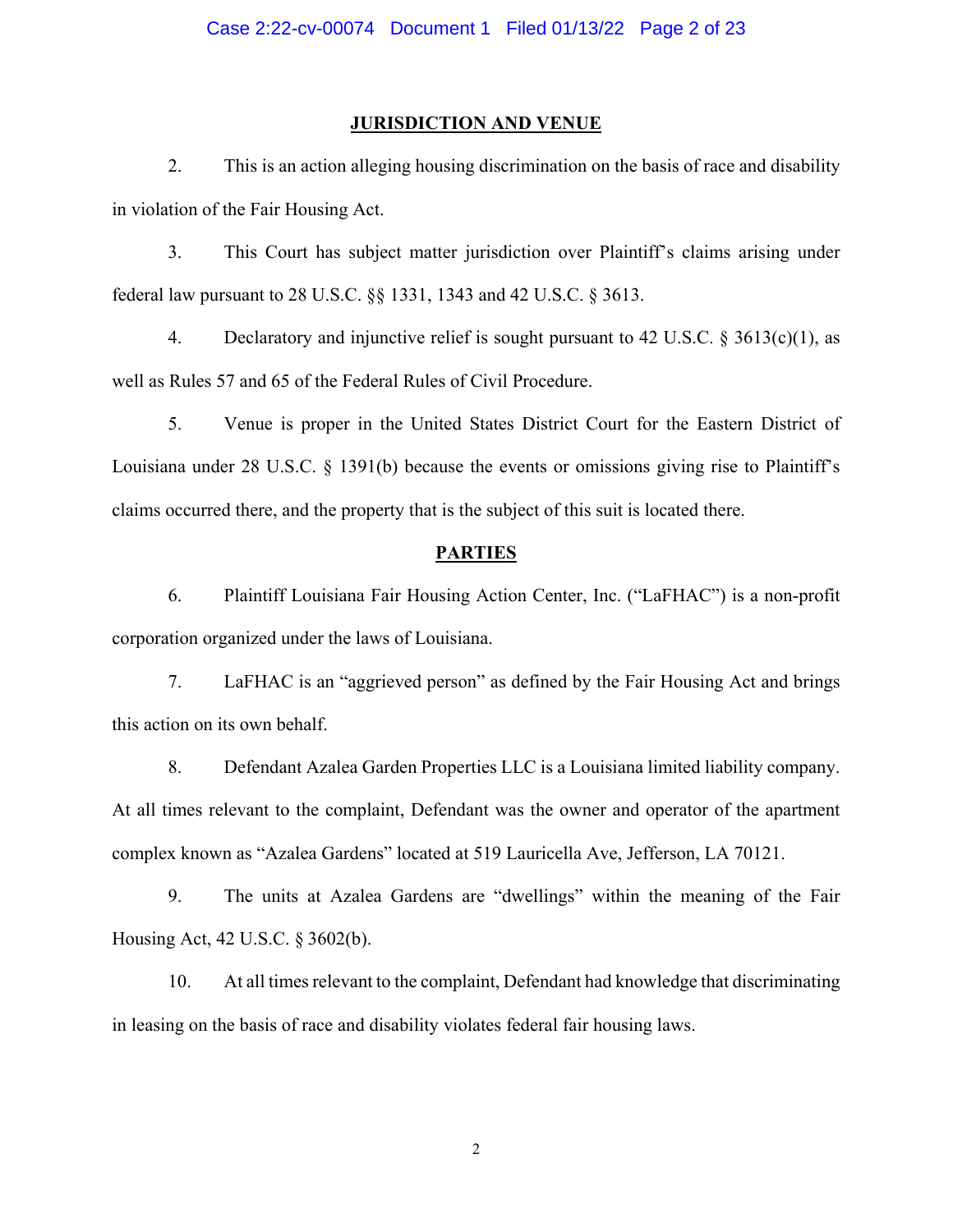## JURISDICTION AND VENUE

2. This is an action alleging housing discrimination on the basis of race and disability in violation of the Fair Housing Act.

3. This Court has subject matter jurisdiction over Plaintiff's claims arising under federal law pursuant to 28 U.S.C. §§ 1331, 1343 and 42 U.S.C. § 3613.

4. Declaratory and injunctive relief is sought pursuant to 42 U.S.C. § 3613(c)(1), as well as Rules 57 and 65 of the Federal Rules of Civil Procedure.

5. Venue is proper in the United States District Court for the Eastern District of Louisiana under 28 U.S.C. § 1391(b) because the events or omissions giving rise to Plaintiff's claims occurred there, and the property that is the subject of this suit is located there.

## PARTIES

6. Plaintiff Louisiana Fair Housing Action Center, Inc. ("LaFHAC") is a non-profit corporation organized under the laws of Louisiana.

7. LaFHAC is an "aggrieved person" as defined by the Fair Housing Act and brings this action on its own behalf.

8. Defendant Azalea Garden Properties LLC is a Louisiana limited liability company. At all times relevant to the complaint, Defendant was the owner and operator of the apartment complex known as "Azalea Gardens" located at 519 Lauricella Ave, Jefferson, LA 70121.

9. The units at Azalea Gardens are "dwellings" within the meaning of the Fair Housing Act, 42 U.S.C. § 3602(b).

10. At all times relevant to the complaint, Defendant had knowledge that discriminating in leasing on the basis of race and disability violates federal fair housing laws.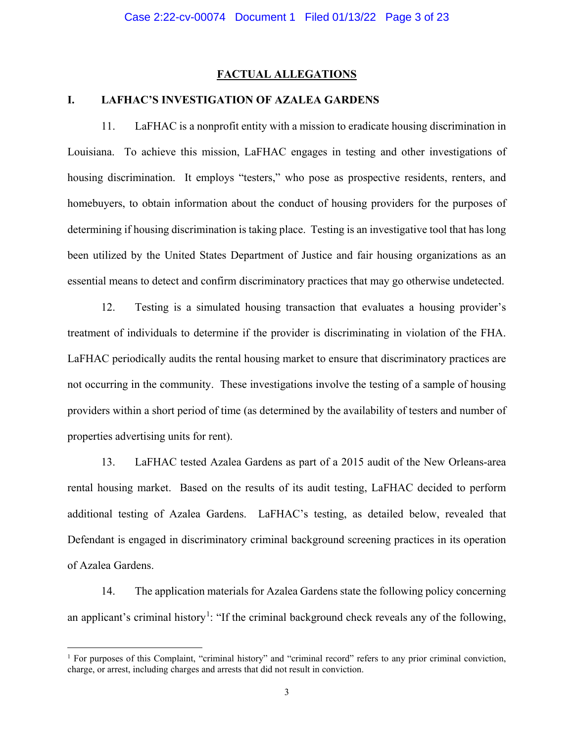## FACTUAL ALLEGATIONS

### I. LAFHAC'S INVESTIGATION OF AZALEA GARDENS

11. LaFHAC is a nonprofit entity with a mission to eradicate housing discrimination in Louisiana. To achieve this mission, LaFHAC engages in testing and other investigations of housing discrimination. It employs "testers," who pose as prospective residents, renters, and homebuyers, to obtain information about the conduct of housing providers for the purposes of determining if housing discrimination is taking place. Testing is an investigative tool that has long been utilized by the United States Department of Justice and fair housing organizations as an essential means to detect and confirm discriminatory practices that may go otherwise undetected.

12. Testing is a simulated housing transaction that evaluates a housing provider's treatment of individuals to determine if the provider is discriminating in violation of the FHA. LaFHAC periodically audits the rental housing market to ensure that discriminatory practices are not occurring in the community. These investigations involve the testing of a sample of housing providers within a short period of time (as determined by the availability of testers and number of properties advertising units for rent).

13. LaFHAC tested Azalea Gardens as part of a 2015 audit of the New Orleans-area rental housing market. Based on the results of its audit testing, LaFHAC decided to perform additional testing of Azalea Gardens. LaFHAC's testing, as detailed below, revealed that Defendant is engaged in discriminatory criminal background screening practices in its operation of Azalea Gardens.

14. The application materials for Azalea Gardens state the following policy concerning an applicant's criminal history[1]: "If the criminal background check reveals any of the following,

[1] For purposes of this Complaint, "criminal history" and "criminal record" refers to any prior criminal conviction, charge, or arrest, including charges and arrests that did not result in conviction.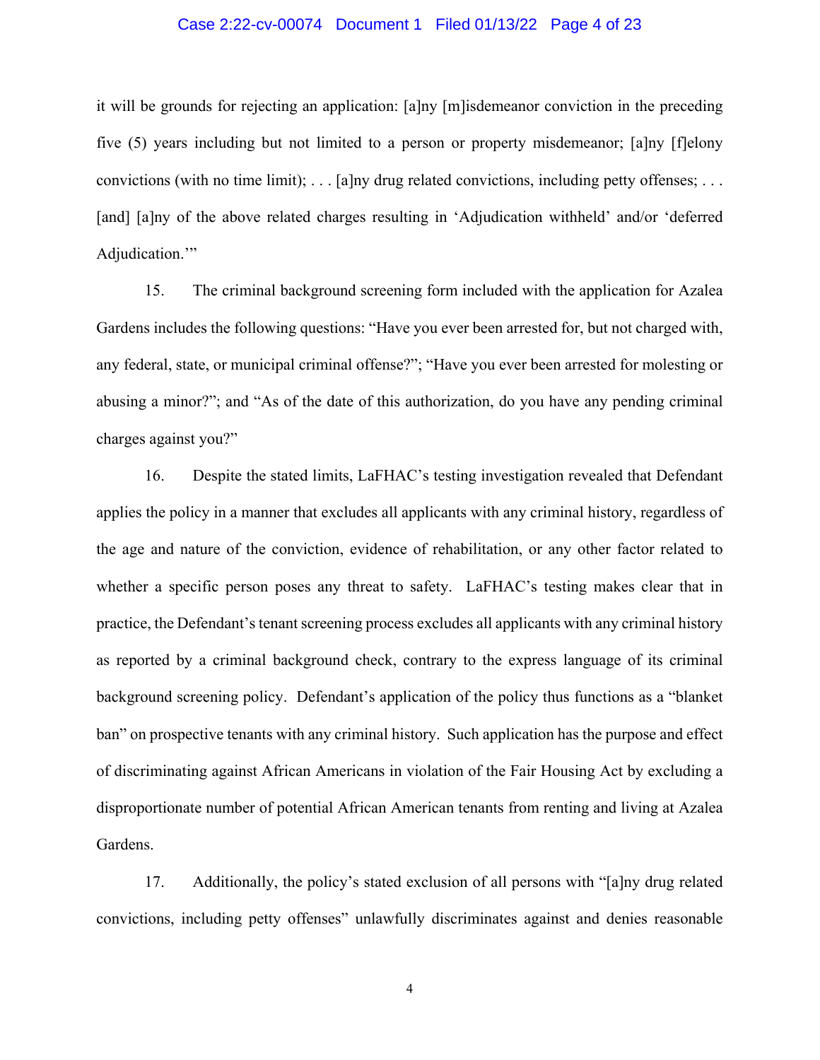it will be grounds for rejecting an application: [a]ny [m]isdemeanor conviction in the preceding five (5) years including but not limited to a person or property misdemeanor; [a]ny [f]elony convictions (with no time limit); . . . [a]ny drug related convictions, including petty offenses; . . . [and] [a]ny of the above related charges resulting in 'Adjudication withheld' and/or 'deferred Adjudication.'"

15. The criminal background screening form included with the application for Azalea Gardens includes the following questions: "Have you ever been arrested for, but not charged with, any federal, state, or municipal criminal offense?"; "Have you ever been arrested for molesting or abusing a minor?"; and "As of the date of this authorization, do you have any pending criminal charges against you?"

16. Despite the stated limits, LaFHAC's testing investigation revealed that Defendant applies the policy in a manner that excludes all applicants with any criminal history, regardless of the age and nature of the conviction, evidence of rehabilitation, or any other factor related to whether a specific person poses any threat to safety. LaFHAC's testing makes clear that in practice, the Defendant's tenant screening process excludes all applicants with any criminal history as reported by a criminal background check, contrary to the express language of its criminal background screening policy. Defendant's application of the policy thus functions as a "blanket ban" on prospective tenants with any criminal history. Such application has the purpose and effect of discriminating against African Americans in violation of the Fair Housing Act by excluding a disproportionate number of potential African American tenants from renting and living at Azalea Gardens.

17. Additionally, the policy's stated exclusion of all persons with "[a]ny drug related convictions, including petty offenses" unlawfully discriminates against and denies reasonable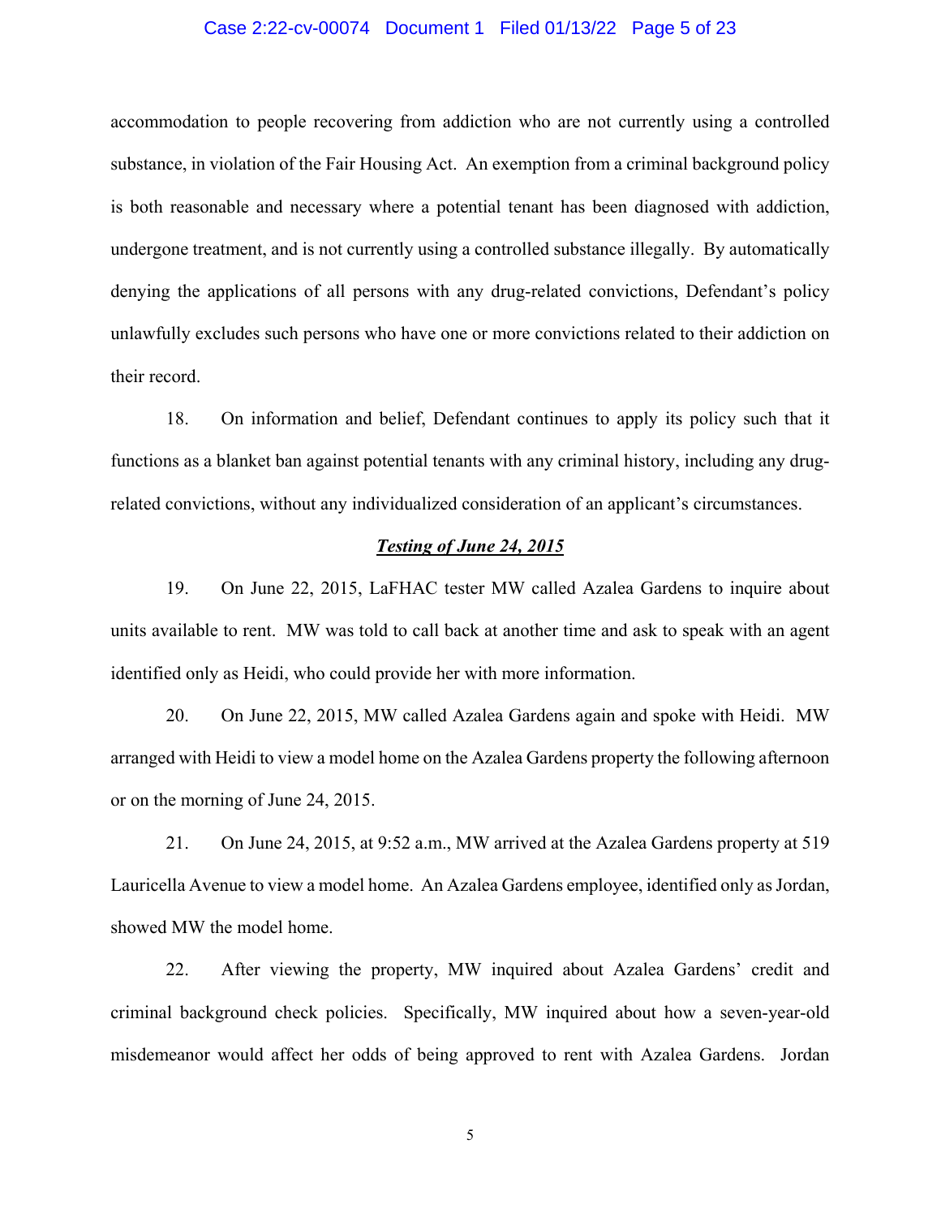accommodation to people recovering from addiction who are not currently using a controlled substance, in violation of the Fair Housing Act. An exemption from a criminal background policy is both reasonable and necessary where a potential tenant has been diagnosed with addiction, undergone treatment, and is not currently using a controlled substance illegally. By automatically denying the applications of all persons with any drug-related convictions, Defendant's policy unlawfully excludes such persons who have one or more convictions related to their addiction on their record.

18. On information and belief, Defendant continues to apply its policy such that it functions as a blanket ban against potential tenants with any criminal history, including any drug-related convictions, without any individualized consideration of an applicant's circumstances.

***Testing of June 24, 2015***

19. On June 22, 2015, LaFHAC tester MW called Azalea Gardens to inquire about units available to rent. MW was told to call back at another time and ask to speak with an agent identified only as Heidi, who could provide her with more information.

20. On June 22, 2015, MW called Azalea Gardens again and spoke with Heidi. MW arranged with Heidi to view a model home on the Azalea Gardens property the following afternoon or on the morning of June 24, 2015.

21. On June 24, 2015, at 9:52 a.m., MW arrived at the Azalea Gardens property at 519 Lauricella Avenue to view a model home. An Azalea Gardens employee, identified only as Jordan, showed MW the model home.

22. After viewing the property, MW inquired about Azalea Gardens' credit and criminal background check policies. Specifically, MW inquired about how a seven-year-old misdemeanor would affect her odds of being approved to rent with Azalea Gardens. Jordan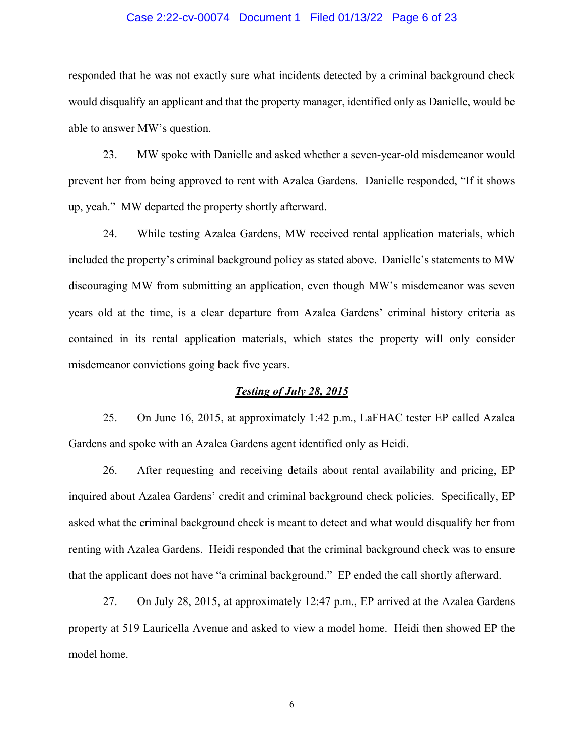responded that he was not exactly sure what incidents detected by a criminal background check would disqualify an applicant and that the property manager, identified only as Danielle, would be able to answer MW's question.

23. MW spoke with Danielle and asked whether a seven-year-old misdemeanor would prevent her from being approved to rent with Azalea Gardens. Danielle responded, "If it shows up, yeah." MW departed the property shortly afterward.

24. While testing Azalea Gardens, MW received rental application materials, which included the property's criminal background policy as stated above. Danielle's statements to MW discouraging MW from submitting an application, even though MW's misdemeanor was seven years old at the time, is a clear departure from Azalea Gardens' criminal history criteria as contained in its rental application materials, which states the property will only consider misdemeanor convictions going back five years.

***Testing of July 28, 2015***

25. On June 16, 2015, at approximately 1:42 p.m., LaFHAC tester EP called Azalea Gardens and spoke with an Azalea Gardens agent identified only as Heidi.

26. After requesting and receiving details about rental availability and pricing, EP inquired about Azalea Gardens' credit and criminal background check policies. Specifically, EP asked what the criminal background check is meant to detect and what would disqualify her from renting with Azalea Gardens. Heidi responded that the criminal background check was to ensure that the applicant does not have "a criminal background." EP ended the call shortly afterward.

27. On July 28, 2015, at approximately 12:47 p.m., EP arrived at the Azalea Gardens property at 519 Lauricella Avenue and asked to view a model home. Heidi then showed EP the model home.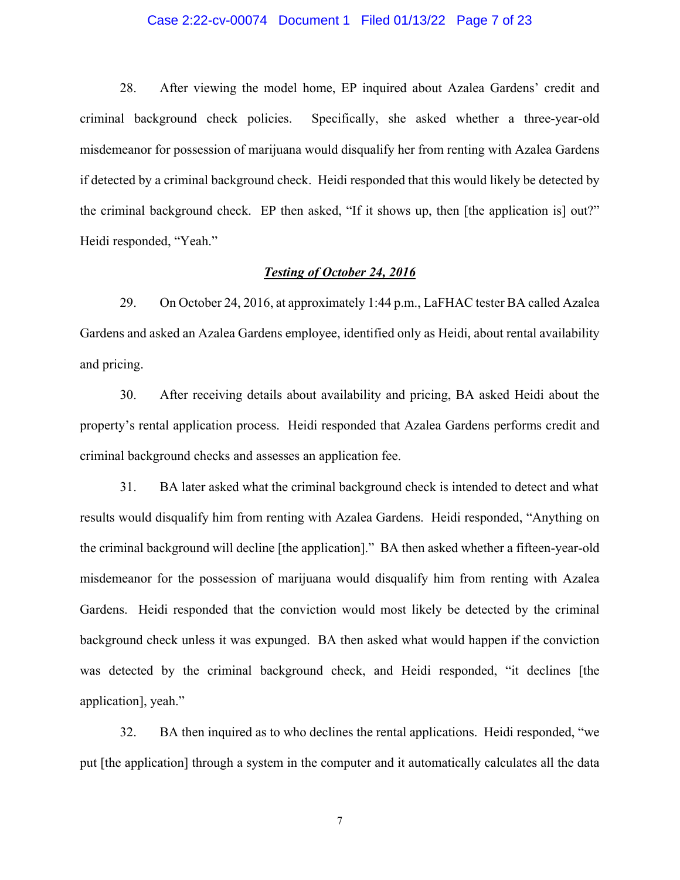28. After viewing the model home, EP inquired about Azalea Gardens' credit and criminal background check policies. Specifically, she asked whether a three-year-old misdemeanor for possession of marijuana would disqualify her from renting with Azalea Gardens if detected by a criminal background check. Heidi responded that this would likely be detected by the criminal background check. EP then asked, "If it shows up, then [the application is] out?" Heidi responded, "Yeah."

***Testing of October 24, 2016***

29. On October 24, 2016, at approximately 1:44 p.m., LaFHAC tester BA called Azalea Gardens and asked an Azalea Gardens employee, identified only as Heidi, about rental availability and pricing.

30. After receiving details about availability and pricing, BA asked Heidi about the property's rental application process. Heidi responded that Azalea Gardens performs credit and criminal background checks and assesses an application fee.

31. BA later asked what the criminal background check is intended to detect and what results would disqualify him from renting with Azalea Gardens. Heidi responded, "Anything on the criminal background will decline [the application]." BA then asked whether a fifteen-year-old misdemeanor for the possession of marijuana would disqualify him from renting with Azalea Gardens. Heidi responded that the conviction would most likely be detected by the criminal background check unless it was expunged. BA then asked what would happen if the conviction was detected by the criminal background check, and Heidi responded, "it declines [the application], yeah."

32. BA then inquired as to who declines the rental applications. Heidi responded, "we put [the application] through a system in the computer and it automatically calculates all the data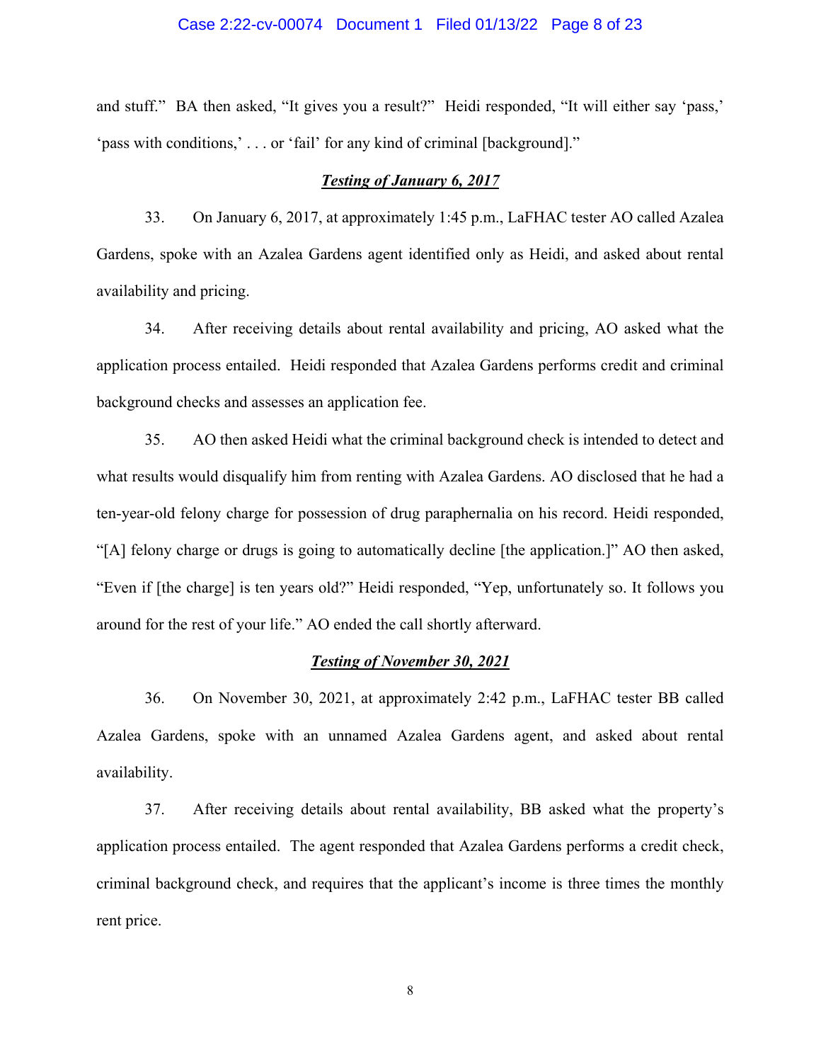and stuff." BA then asked, "It gives you a result?" Heidi responded, "It will either say 'pass,' 'pass with conditions,' . . . or 'fail' for any kind of criminal [background]."

***Testing of January 6, 2017***

33. On January 6, 2017, at approximately 1:45 p.m., LaFHAC tester AO called Azalea Gardens, spoke with an Azalea Gardens agent identified only as Heidi, and asked about rental availability and pricing.

34. After receiving details about rental availability and pricing, AO asked what the application process entailed. Heidi responded that Azalea Gardens performs credit and criminal background checks and assesses an application fee.

35. AO then asked Heidi what the criminal background check is intended to detect and what results would disqualify him from renting with Azalea Gardens. AO disclosed that he had a ten-year-old felony charge for possession of drug paraphernalia on his record. Heidi responded, "[A] felony charge or drugs is going to automatically decline [the application.]" AO then asked, "Even if [the charge] is ten years old?" Heidi responded, "Yep, unfortunately so. It follows you around for the rest of your life." AO ended the call shortly afterward.

***Testing of November 30, 2021***

36. On November 30, 2021, at approximately 2:42 p.m., LaFHAC tester BB called Azalea Gardens, spoke with an unnamed Azalea Gardens agent, and asked about rental availability.

37. After receiving details about rental availability, BB asked what the property's application process entailed. The agent responded that Azalea Gardens performs a credit check, criminal background check, and requires that the applicant's income is three times the monthly rent price.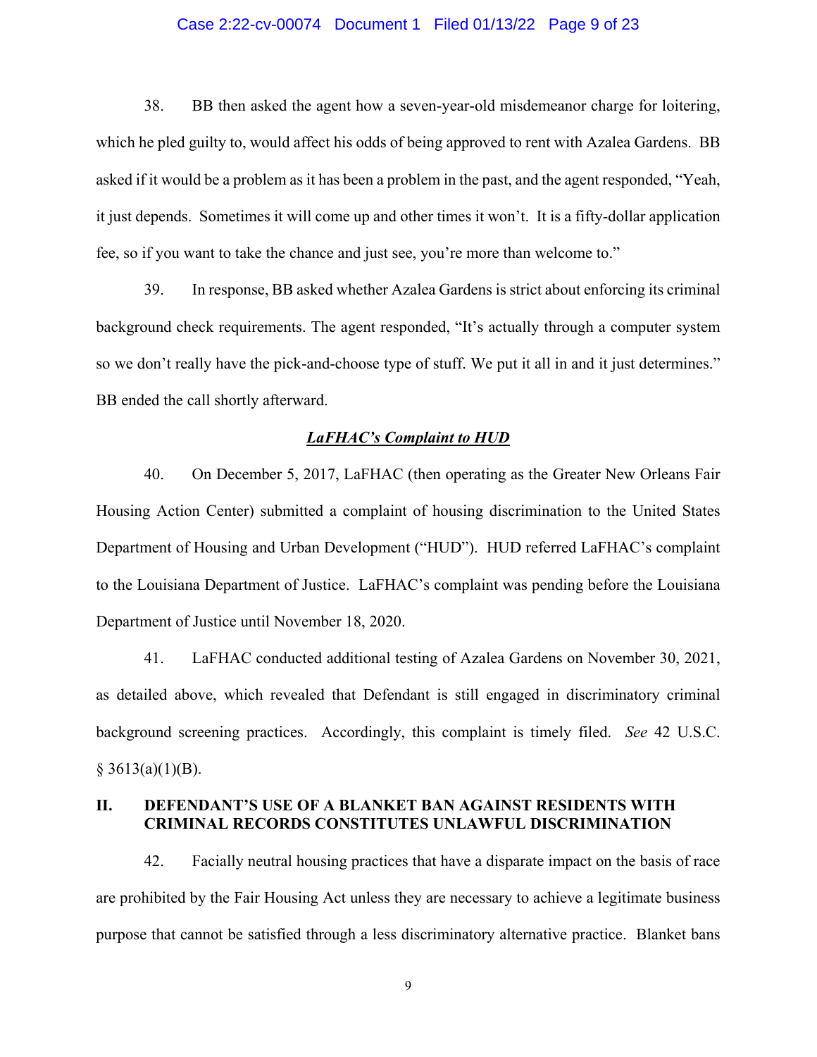38. BB then asked the agent how a seven-year-old misdemeanor charge for loitering, which he pled guilty to, would affect his odds of being approved to rent with Azalea Gardens. BB asked if it would be a problem as it has been a problem in the past, and the agent responded, "Yeah, it just depends. Sometimes it will come up and other times it won't. It is a fifty-dollar application fee, so if you want to take the chance and just see, you're more than welcome to."

39. In response, BB asked whether Azalea Gardens is strict about enforcing its criminal background check requirements. The agent responded, "It's actually through a computer system so we don't really have the pick-and-choose type of stuff. We put it all in and it just determines." BB ended the call shortly afterward.

***LaFHAC's Complaint to HUD***

40. On December 5, 2017, LaFHAC (then operating as the Greater New Orleans Fair Housing Action Center) submitted a complaint of housing discrimination to the United States Department of Housing and Urban Development ("HUD"). HUD referred LaFHAC's complaint to the Louisiana Department of Justice. LaFHAC's complaint was pending before the Louisiana Department of Justice until November 18, 2020.

41. LaFHAC conducted additional testing of Azalea Gardens on November 30, 2021, as detailed above, which revealed that Defendant is still engaged in discriminatory criminal background screening practices. Accordingly, this complaint is timely filed. *See* 42 U.S.C. § 3613(a)(1)(B).

## II. DEFENDANT'S USE OF A BLANKET BAN AGAINST RESIDENTS WITH CRIMINAL RECORDS CONSTITUTES UNLAWFUL DISCRIMINATION

42. Facially neutral housing practices that have a disparate impact on the basis of race are prohibited by the Fair Housing Act unless they are necessary to achieve a legitimate business purpose that cannot be satisfied through a less discriminatory alternative practice. Blanket bans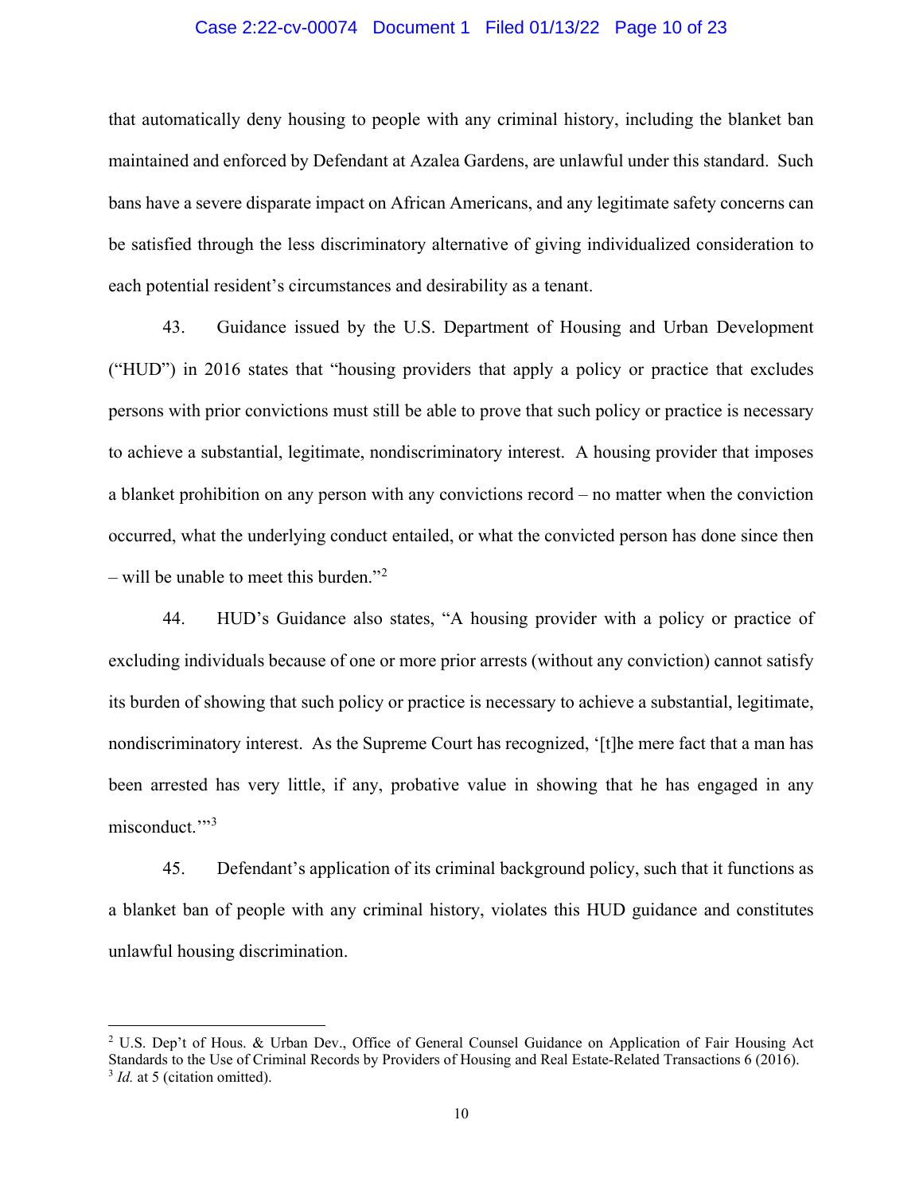that automatically deny housing to people with any criminal history, including the blanket ban maintained and enforced by Defendant at Azalea Gardens, are unlawful under this standard. Such bans have a severe disparate impact on African Americans, and any legitimate safety concerns can be satisfied through the less discriminatory alternative of giving individualized consideration to each potential resident's circumstances and desirability as a tenant.

43. Guidance issued by the U.S. Department of Housing and Urban Development ("HUD") in 2016 states that "housing providers that apply a policy or practice that excludes persons with prior convictions must still be able to prove that such policy or practice is necessary to achieve a substantial, legitimate, nondiscriminatory interest. A housing provider that imposes a blanket prohibition on any person with any convictions record – no matter when the conviction occurred, what the underlying conduct entailed, or what the convicted person has done since then – will be unable to meet this burden."[2]

44. HUD's Guidance also states, "A housing provider with a policy or practice of excluding individuals because of one or more prior arrests (without any conviction) cannot satisfy its burden of showing that such policy or practice is necessary to achieve a substantial, legitimate, nondiscriminatory interest. As the Supreme Court has recognized, '[t]he mere fact that a man has been arrested has very little, if any, probative value in showing that he has engaged in any misconduct.'"[3]

45. Defendant's application of its criminal background policy, such that it functions as a blanket ban of people with any criminal history, violates this HUD guidance and constitutes unlawful housing discrimination.

---

[2] U.S. Dep't of Hous. & Urban Dev., Office of General Counsel Guidance on Application of Fair Housing Act Standards to the Use of Criminal Records by Providers of Housing and Real Estate-Related Transactions 6 (2016).

[3] *Id.* at 5 (citation omitted).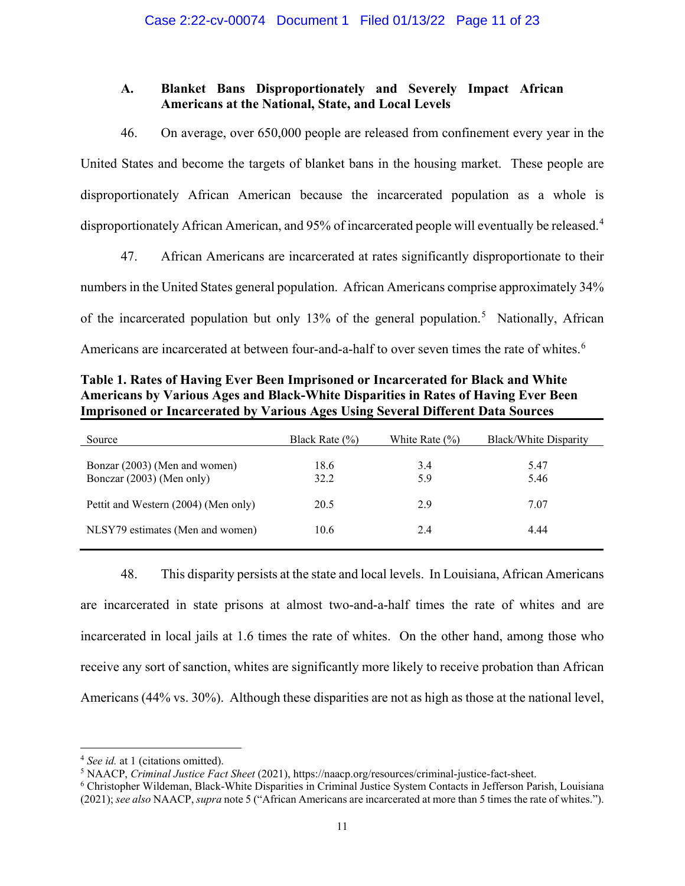### A. Blanket Bans Disproportionately and Severely Impact African Americans at the National, State, and Local Levels

46. On average, over 650,000 people are released from confinement every year in the United States and become the targets of blanket bans in the housing market. These people are disproportionately African American because the incarcerated population as a whole is disproportionately African American, and 95% of incarcerated people will eventually be released.[4]

47. African Americans are incarcerated at rates significantly disproportionate to their numbers in the United States general population. African Americans comprise approximately 34% of the incarcerated population but only 13% of the general population.[5] Nationally, African Americans are incarcerated at between four-and-a-half to over seven times the rate of whites.[6]

**Table 1. Rates of Having Ever Been Imprisoned or Incarcerated for Black and White Americans by Various Ages and Black-White Disparities in Rates of Having Ever Been Imprisoned or Incarcerated by Various Ages Using Several Different Data Sources**

| Source | Black Rate (%) | White Rate (%) | Black/White Disparity |
|---|---|---|---|
| Bonzar (2003) (Men and women) | 18.6 | 3.4 | 5.47 |
| Bonczar (2003) (Men only) | 32.2 | 5.9 | 5.46 |
| Pettit and Western (2004) (Men only) | 20.5 | 2.9 | 7.07 |
| NLSY79 estimates (Men and women) | 10.6 | 2.4 | 4.44 |

48. This disparity persists at the state and local levels. In Louisiana, African Americans are incarcerated in state prisons at almost two-and-a-half times the rate of whites and are incarcerated in local jails at 1.6 times the rate of whites. On the other hand, among those who receive any sort of sanction, whites are significantly more likely to receive probation than African Americans (44% vs. 30%). Although these disparities are not as high as those at the national level,

---

[4] *See id.* at 1 (citations omitted).

[5] NAACP, *Criminal Justice Fact Sheet* (2021), https://naacp.org/resources/criminal-justice-fact-sheet.

[6] Christopher Wildeman, Black-White Disparities in Criminal Justice System Contacts in Jefferson Parish, Louisiana (2021); *see also* NAACP, *supra* note 5 ("African Americans are incarcerated at more than 5 times the rate of whites.").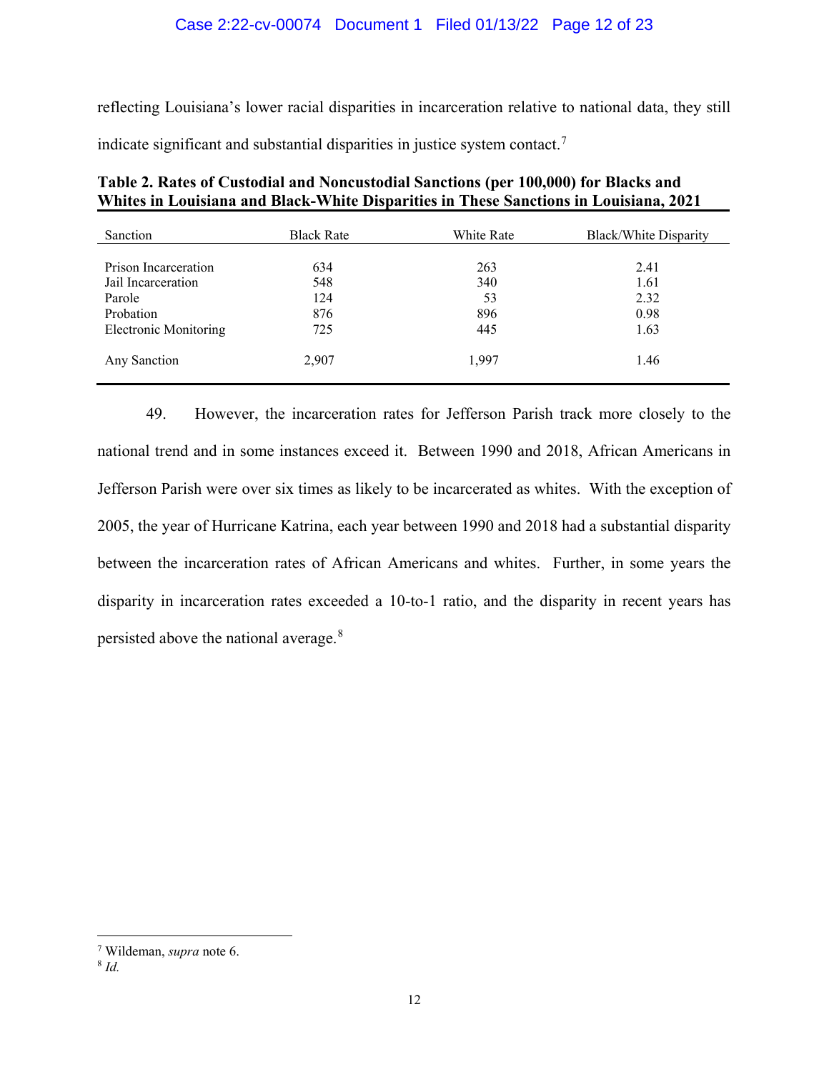reflecting Louisiana's lower racial disparities in incarceration relative to national data, they still indicate significant and substantial disparities in justice system contact.[7]

**Table 2. Rates of Custodial and Noncustodial Sanctions (per 100,000) for Blacks and Whites in Louisiana and Black-White Disparities in These Sanctions in Louisiana, 2021**

| Sanction | Black Rate | White Rate | Black/White Disparity |
|---|---|---|---|
| Prison Incarceration | 634 | 263 | 2.41 |
| Jail Incarceration | 548 | 340 | 1.61 |
| Parole | 124 | 53 | 2.32 |
| Probation | 876 | 896 | 0.98 |
| Electronic Monitoring | 725 | 445 | 1.63 |
| Any Sanction | 2,907 | 1,997 | 1.46 |

49. However, the incarceration rates for Jefferson Parish track more closely to the national trend and in some instances exceed it. Between 1990 and 2018, African Americans in Jefferson Parish were over six times as likely to be incarcerated as whites. With the exception of 2005, the year of Hurricane Katrina, each year between 1990 and 2018 had a substantial disparity between the incarceration rates of African Americans and whites. Further, in some years the disparity in incarceration rates exceeded a 10-to-1 ratio, and the disparity in recent years has persisted above the national average.[8]

---

[7] Wildeman, *supra* note 6.

[8] *Id.*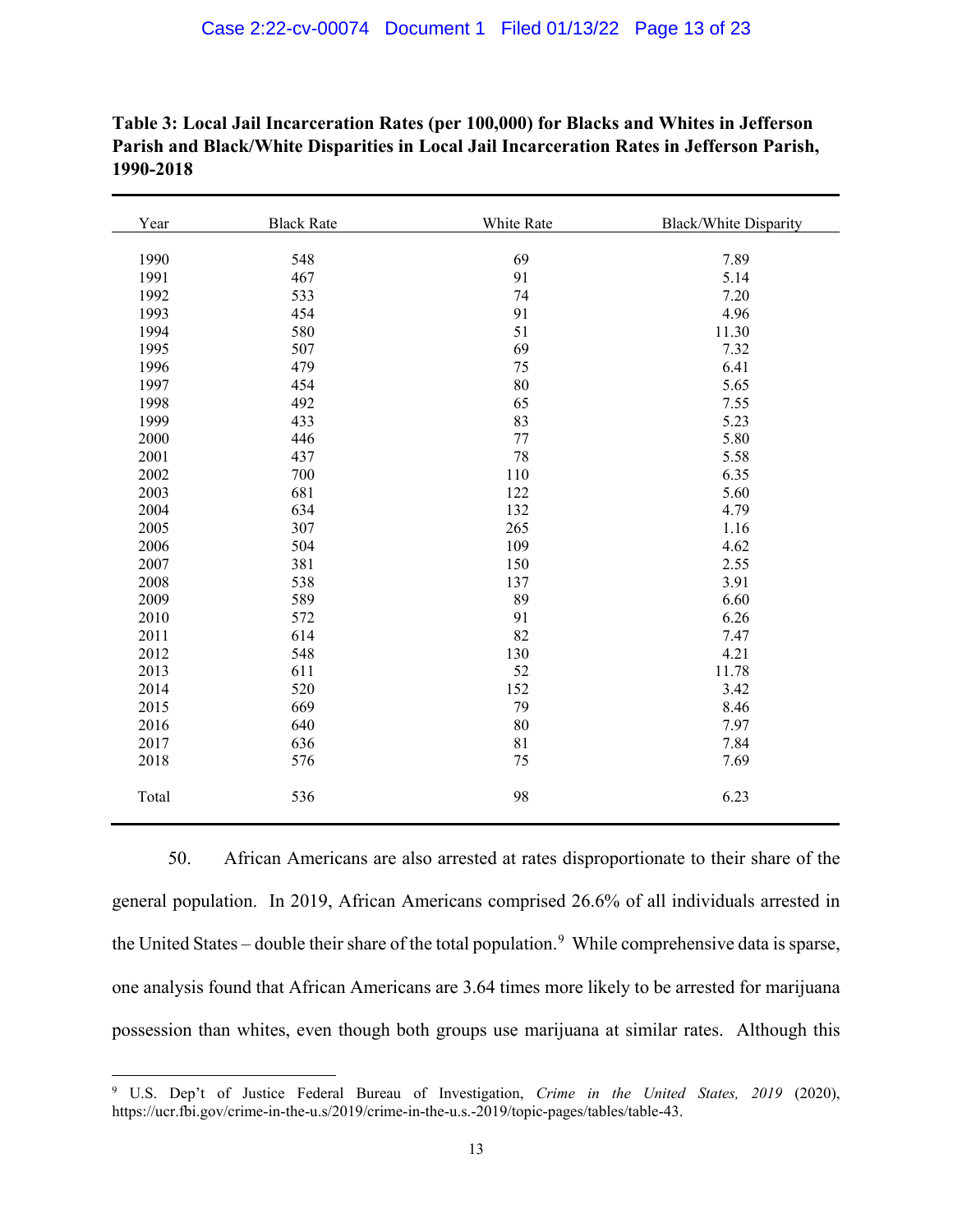**Table 3: Local Jail Incarceration Rates (per 100,000) for Blacks and Whites in Jefferson Parish and Black/White Disparities in Local Jail Incarceration Rates in Jefferson Parish, 1990-2018**

| Year | Black Rate | White Rate | Black/White Disparity |
|---|---|---|---|
| 1990 | 548 | 69 | 7.89 |
| 1991 | 467 | 91 | 5.14 |
| 1992 | 533 | 74 | 7.20 |
| 1993 | 454 | 91 | 4.96 |
| 1994 | 580 | 51 | 11.30 |
| 1995 | 507 | 69 | 7.32 |
| 1996 | 479 | 75 | 6.41 |
| 1997 | 454 | 80 | 5.65 |
| 1998 | 492 | 65 | 7.55 |
| 1999 | 433 | 83 | 5.23 |
| 2000 | 446 | 77 | 5.80 |
| 2001 | 437 | 78 | 5.58 |
| 2002 | 700 | 110 | 6.35 |
| 2003 | 681 | 122 | 5.60 |
| 2004 | 634 | 132 | 4.79 |
| 2005 | 307 | 265 | 1.16 |
| 2006 | 504 | 109 | 4.62 |
| 2007 | 381 | 150 | 2.55 |
| 2008 | 538 | 137 | 3.91 |
| 2009 | 589 | 89 | 6.60 |
| 2010 | 572 | 91 | 6.26 |
| 2011 | 614 | 82 | 7.47 |
| 2012 | 548 | 130 | 4.21 |
| 2013 | 611 | 52 | 11.78 |
| 2014 | 520 | 152 | 3.42 |
| 2015 | 669 | 79 | 8.46 |
| 2016 | 640 | 80 | 7.97 |
| 2017 | 636 | 81 | 7.84 |
| 2018 | 576 | 75 | 7.69 |
| Total | 536 | 98 | 6.23 |

50. African Americans are also arrested at rates disproportionate to their share of the general population. In 2019, African Americans comprised 26.6% of all individuals arrested in the United States – double their share of the total population.[9] While comprehensive data is sparse, one analysis found that African Americans are 3.64 times more likely to be arrested for marijuana possession than whites, even though both groups use marijuana at similar rates. Although this

[9] U.S. Dep't of Justice Federal Bureau of Investigation, *Crime in the United States, 2019* (2020), https://ucr.fbi.gov/crime-in-the-u.s/2019/crime-in-the-u.s.-2019/topic-pages/tables/table-43.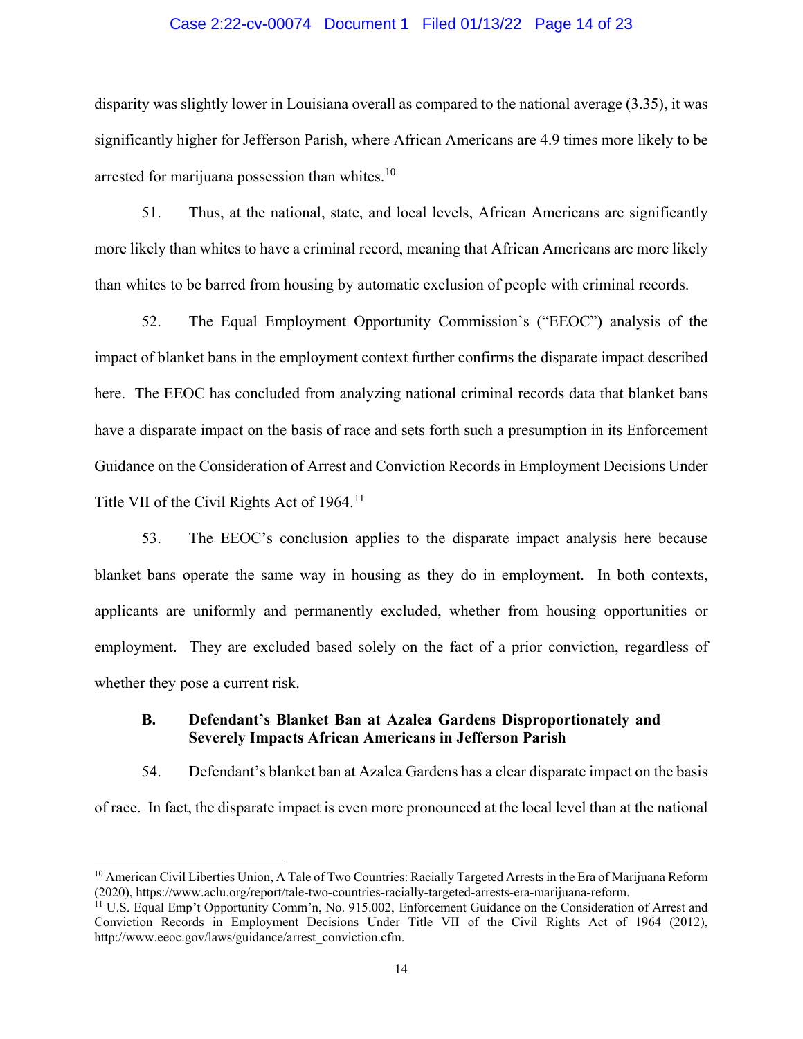disparity was slightly lower in Louisiana overall as compared to the national average (3.35), it was significantly higher for Jefferson Parish, where African Americans are 4.9 times more likely to be arrested for marijuana possession than whites.[10]

51. Thus, at the national, state, and local levels, African Americans are significantly more likely than whites to have a criminal record, meaning that African Americans are more likely than whites to be barred from housing by automatic exclusion of people with criminal records.

52. The Equal Employment Opportunity Commission's ("EEOC") analysis of the impact of blanket bans in the employment context further confirms the disparate impact described here. The EEOC has concluded from analyzing national criminal records data that blanket bans have a disparate impact on the basis of race and sets forth such a presumption in its Enforcement Guidance on the Consideration of Arrest and Conviction Records in Employment Decisions Under Title VII of the Civil Rights Act of 1964.[11]

53. The EEOC's conclusion applies to the disparate impact analysis here because blanket bans operate the same way in housing as they do in employment. In both contexts, applicants are uniformly and permanently excluded, whether from housing opportunities or employment. They are excluded based solely on the fact of a prior conviction, regardless of whether they pose a current risk.

### B. Defendant's Blanket Ban at Azalea Gardens Disproportionately and Severely Impacts African Americans in Jefferson Parish

54. Defendant's blanket ban at Azalea Gardens has a clear disparate impact on the basis of race. In fact, the disparate impact is even more pronounced at the local level than at the national

---

[10] American Civil Liberties Union, A Tale of Two Countries: Racially Targeted Arrests in the Era of Marijuana Reform (2020), https://www.aclu.org/report/tale-two-countries-racially-targeted-arrests-era-marijuana-reform.

[11] U.S. Equal Emp't Opportunity Comm'n, No. 915.002, Enforcement Guidance on the Consideration of Arrest and Conviction Records in Employment Decisions Under Title VII of the Civil Rights Act of 1964 (2012), http://www.eeoc.gov/laws/guidance/arrest_conviction.cfm.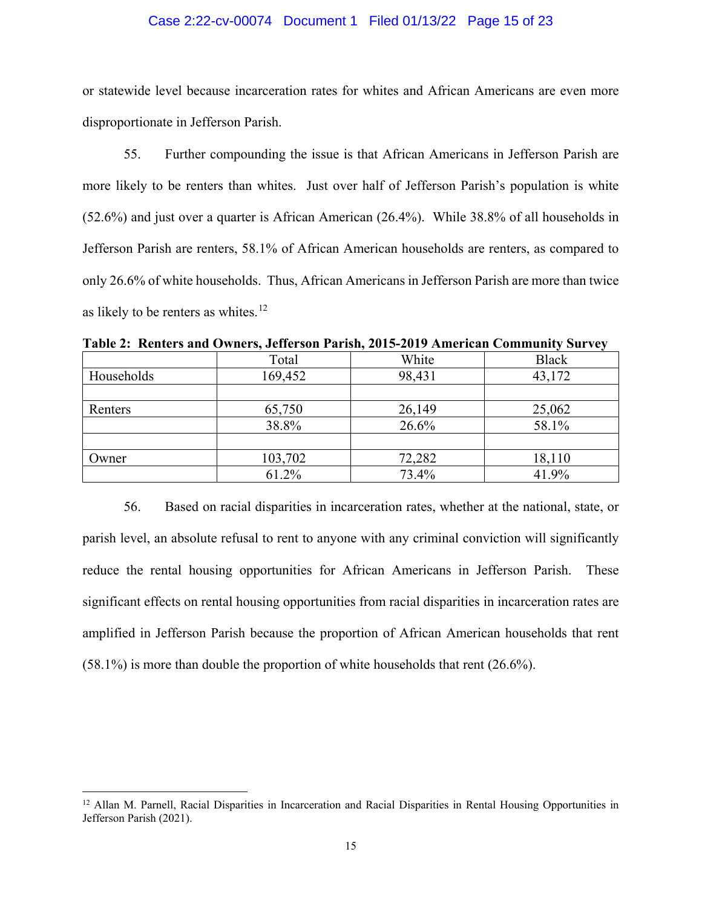or statewide level because incarceration rates for whites and African Americans are even more disproportionate in Jefferson Parish.

55. Further compounding the issue is that African Americans in Jefferson Parish are more likely to be renters than whites. Just over half of Jefferson Parish's population is white (52.6%) and just over a quarter is African American (26.4%). While 38.8% of all households in Jefferson Parish are renters, 58.1% of African American households are renters, as compared to only 26.6% of white households. Thus, African Americans in Jefferson Parish are more than twice as likely to be renters as whites.[12]

**Table 2: Renters and Owners, Jefferson Parish, 2015-2019 American Community Survey**

| | Total | White | Black |
|---|---|---|---|
| Households | 169,452 | 98,431 | 43,172 |
| | | | |
| Renters | 65,750 | 26,149 | 25,062 |
| | 38.8% | 26.6% | 58.1% |
| | | | |
| Owner | 103,702 | 72,282 | 18,110 |
| | 61.2% | 73.4% | 41.9% |

56. Based on racial disparities in incarceration rates, whether at the national, state, or parish level, an absolute refusal to rent to anyone with any criminal conviction will significantly reduce the rental housing opportunities for African Americans in Jefferson Parish. These significant effects on rental housing opportunities from racial disparities in incarceration rates are amplified in Jefferson Parish because the proportion of African American households that rent (58.1%) is more than double the proportion of white households that rent (26.6%).

[12] Allan M. Parnell, Racial Disparities in Incarceration and Racial Disparities in Rental Housing Opportunities in Jefferson Parish (2021).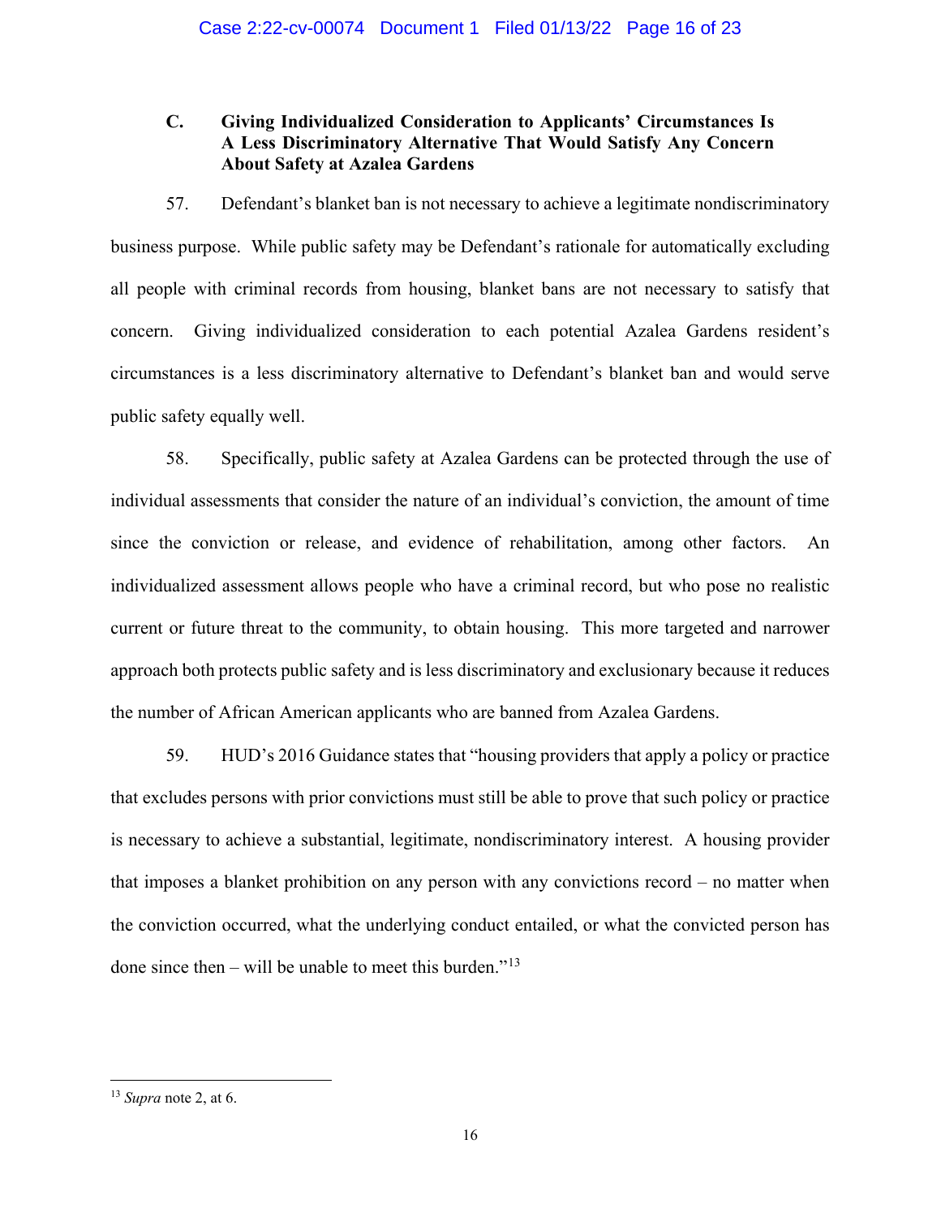### C. Giving Individualized Consideration to Applicants' Circumstances Is A Less Discriminatory Alternative That Would Satisfy Any Concern About Safety at Azalea Gardens

57. Defendant's blanket ban is not necessary to achieve a legitimate nondiscriminatory business purpose. While public safety may be Defendant's rationale for automatically excluding all people with criminal records from housing, blanket bans are not necessary to satisfy that concern. Giving individualized consideration to each potential Azalea Gardens resident's circumstances is a less discriminatory alternative to Defendant's blanket ban and would serve public safety equally well.

58. Specifically, public safety at Azalea Gardens can be protected through the use of individual assessments that consider the nature of an individual's conviction, the amount of time since the conviction or release, and evidence of rehabilitation, among other factors. An individualized assessment allows people who have a criminal record, but who pose no realistic current or future threat to the community, to obtain housing. This more targeted and narrower approach both protects public safety and is less discriminatory and exclusionary because it reduces the number of African American applicants who are banned from Azalea Gardens.

59. HUD's 2016 Guidance states that "housing providers that apply a policy or practice that excludes persons with prior convictions must still be able to prove that such policy or practice is necessary to achieve a substantial, legitimate, nondiscriminatory interest. A housing provider that imposes a blanket prohibition on any person with any convictions record – no matter when the conviction occurred, what the underlying conduct entailed, or what the convicted person has done since then – will be unable to meet this burden."[13]

---

[13] *Supra* note 2, at 6.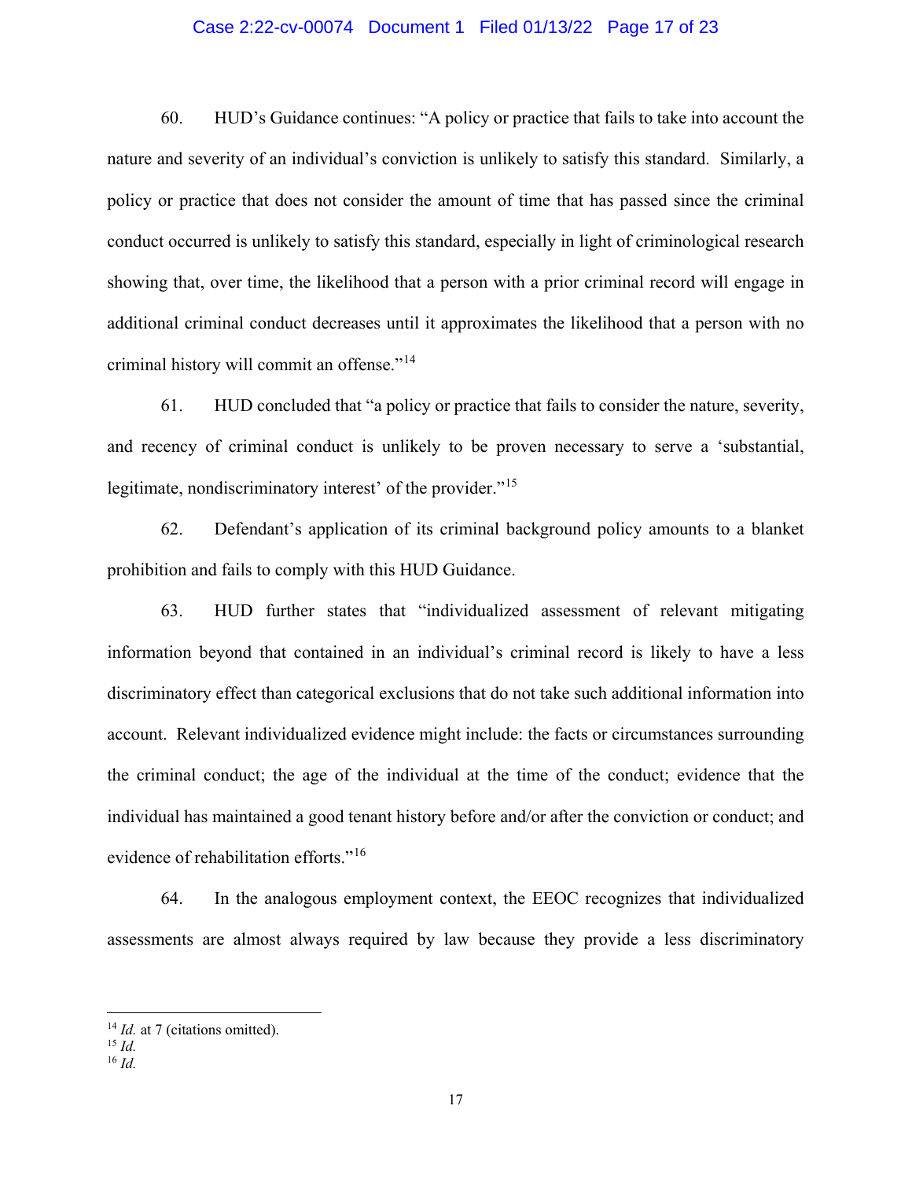60. HUD's Guidance continues: "A policy or practice that fails to take into account the nature and severity of an individual's conviction is unlikely to satisfy this standard. Similarly, a policy or practice that does not consider the amount of time that has passed since the criminal conduct occurred is unlikely to satisfy this standard, especially in light of criminological research showing that, over time, the likelihood that a person with a prior criminal record will engage in additional criminal conduct decreases until it approximates the likelihood that a person with no criminal history will commit an offense."[14]

61. HUD concluded that "a policy or practice that fails to consider the nature, severity, and recency of criminal conduct is unlikely to be proven necessary to serve a 'substantial, legitimate, nondiscriminatory interest' of the provider."[15]

62. Defendant's application of its criminal background policy amounts to a blanket prohibition and fails to comply with this HUD Guidance.

63. HUD further states that "individualized assessment of relevant mitigating information beyond that contained in an individual's criminal record is likely to have a less discriminatory effect than categorical exclusions that do not take such additional information into account. Relevant individualized evidence might include: the facts or circumstances surrounding the criminal conduct; the age of the individual at the time of the conduct; evidence that the individual has maintained a good tenant history before and/or after the conviction or conduct; and evidence of rehabilitation efforts."[16]

64. In the analogous employment context, the EEOC recognizes that individualized assessments are almost always required by law because they provide a less discriminatory

---

[14] *Id.* at 7 (citations omitted).
[15] *Id.*
[16] *Id.*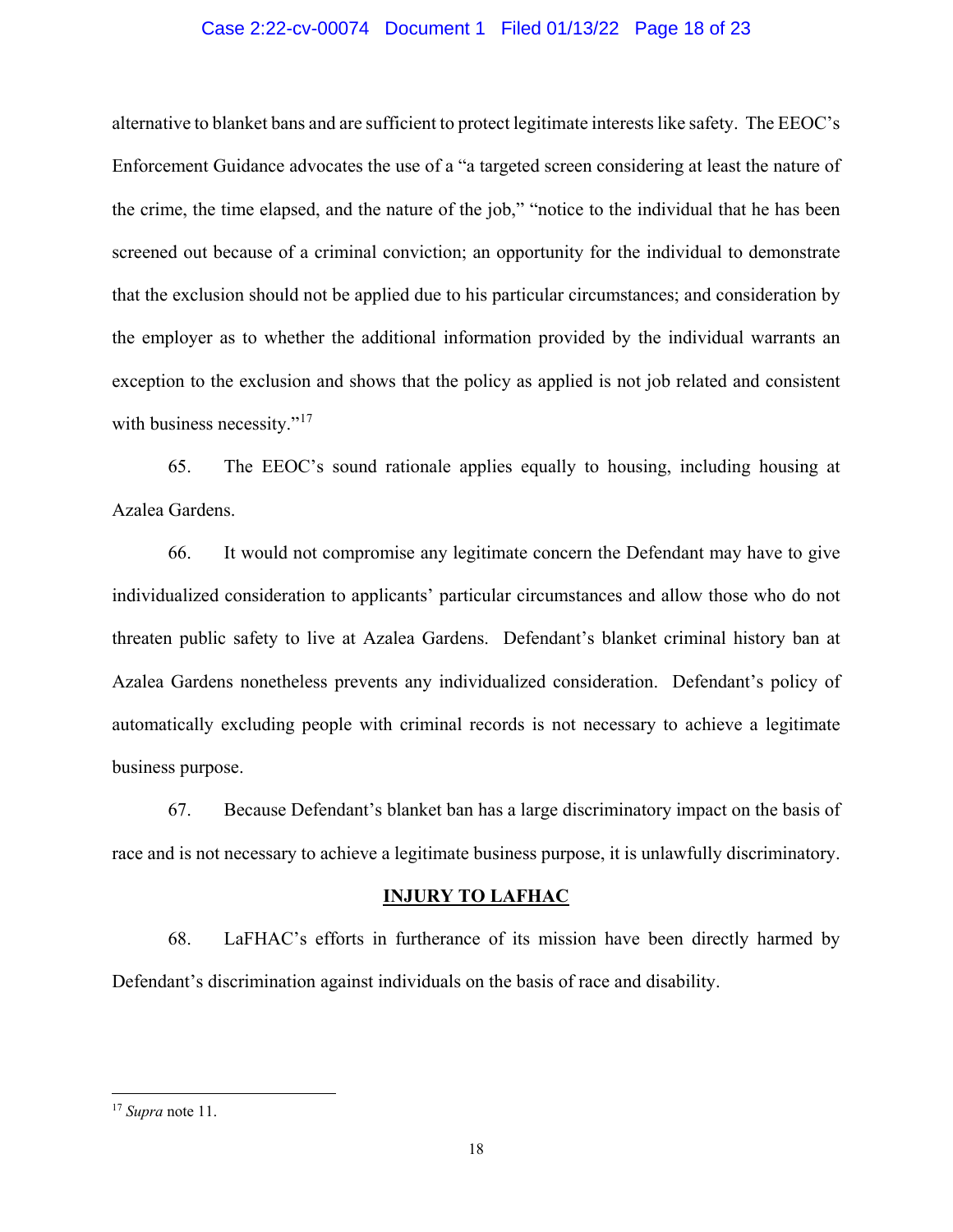alternative to blanket bans and are sufficient to protect legitimate interests like safety. The EEOC's Enforcement Guidance advocates the use of a "a targeted screen considering at least the nature of the crime, the time elapsed, and the nature of the job," "notice to the individual that he has been screened out because of a criminal conviction; an opportunity for the individual to demonstrate that the exclusion should not be applied due to his particular circumstances; and consideration by the employer as to whether the additional information provided by the individual warrants an exception to the exclusion and shows that the policy as applied is not job related and consistent with business necessity."[17]

65. The EEOC's sound rationale applies equally to housing, including housing at Azalea Gardens.

66. It would not compromise any legitimate concern the Defendant may have to give individualized consideration to applicants' particular circumstances and allow those who do not threaten public safety to live at Azalea Gardens. Defendant's blanket criminal history ban at Azalea Gardens nonetheless prevents any individualized consideration. Defendant's policy of automatically excluding people with criminal records is not necessary to achieve a legitimate business purpose.

67. Because Defendant's blanket ban has a large discriminatory impact on the basis of race and is not necessary to achieve a legitimate business purpose, it is unlawfully discriminatory.

## INJURY TO LAFHAC

68. LaFHAC's efforts in furtherance of its mission have been directly harmed by Defendant's discrimination against individuals on the basis of race and disability.

---

[17] *Supra* note 11.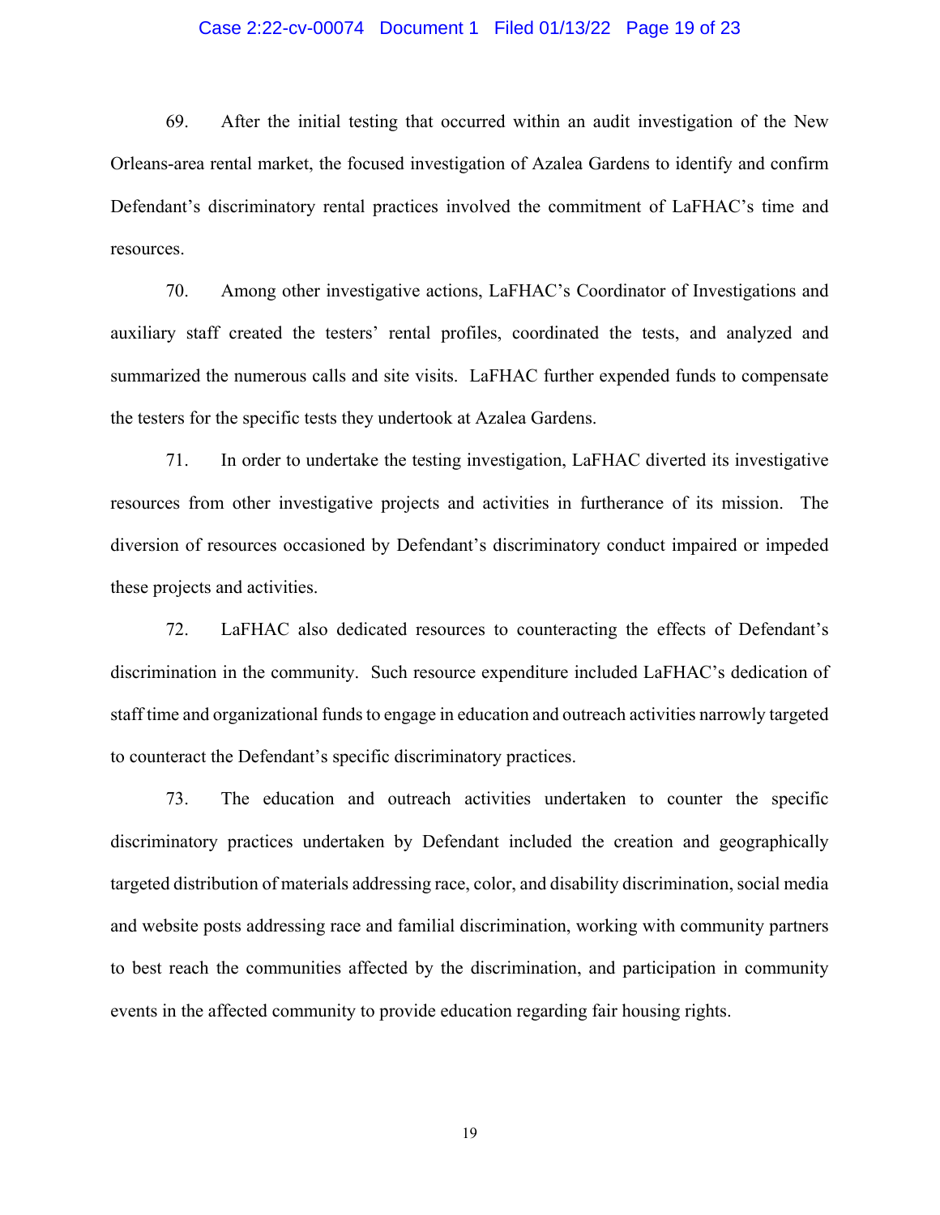69. After the initial testing that occurred within an audit investigation of the New Orleans-area rental market, the focused investigation of Azalea Gardens to identify and confirm Defendant's discriminatory rental practices involved the commitment of LaFHAC's time and resources.

70. Among other investigative actions, LaFHAC's Coordinator of Investigations and auxiliary staff created the testers' rental profiles, coordinated the tests, and analyzed and summarized the numerous calls and site visits. LaFHAC further expended funds to compensate the testers for the specific tests they undertook at Azalea Gardens.

71. In order to undertake the testing investigation, LaFHAC diverted its investigative resources from other investigative projects and activities in furtherance of its mission. The diversion of resources occasioned by Defendant's discriminatory conduct impaired or impeded these projects and activities.

72. LaFHAC also dedicated resources to counteracting the effects of Defendant's discrimination in the community. Such resource expenditure included LaFHAC's dedication of staff time and organizational funds to engage in education and outreach activities narrowly targeted to counteract the Defendant's specific discriminatory practices.

73. The education and outreach activities undertaken to counter the specific discriminatory practices undertaken by Defendant included the creation and geographically targeted distribution of materials addressing race, color, and disability discrimination, social media and website posts addressing race and familial discrimination, working with community partners to best reach the communities affected by the discrimination, and participation in community events in the affected community to provide education regarding fair housing rights.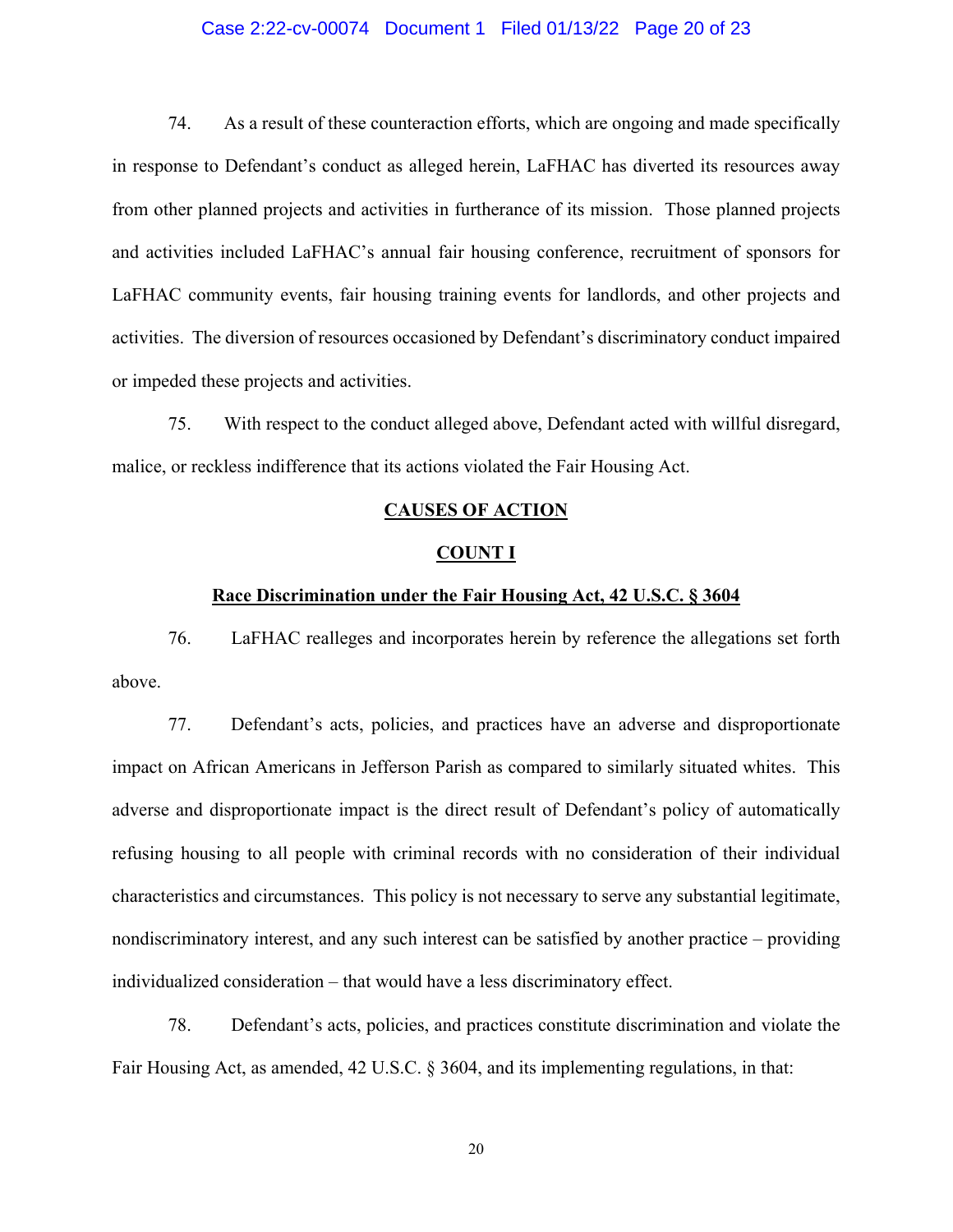74. As a result of these counteraction efforts, which are ongoing and made specifically in response to Defendant's conduct as alleged herein, LaFHAC has diverted its resources away from other planned projects and activities in furtherance of its mission. Those planned projects and activities included LaFHAC's annual fair housing conference, recruitment of sponsors for LaFHAC community events, fair housing training events for landlords, and other projects and activities. The diversion of resources occasioned by Defendant's discriminatory conduct impaired or impeded these projects and activities.

75. With respect to the conduct alleged above, Defendant acted with willful disregard, malice, or reckless indifference that its actions violated the Fair Housing Act.

## CAUSES OF ACTION

### COUNT I

### Race Discrimination under the Fair Housing Act, 42 U.S.C. § 3604

76. LaFHAC realleges and incorporates herein by reference the allegations set forth above.

77. Defendant's acts, policies, and practices have an adverse and disproportionate impact on African Americans in Jefferson Parish as compared to similarly situated whites. This adverse and disproportionate impact is the direct result of Defendant's policy of automatically refusing housing to all people with criminal records with no consideration of their individual characteristics and circumstances. This policy is not necessary to serve any substantial legitimate, nondiscriminatory interest, and any such interest can be satisfied by another practice – providing individualized consideration – that would have a less discriminatory effect.

78. Defendant's acts, policies, and practices constitute discrimination and violate the Fair Housing Act, as amended, 42 U.S.C. § 3604, and its implementing regulations, in that: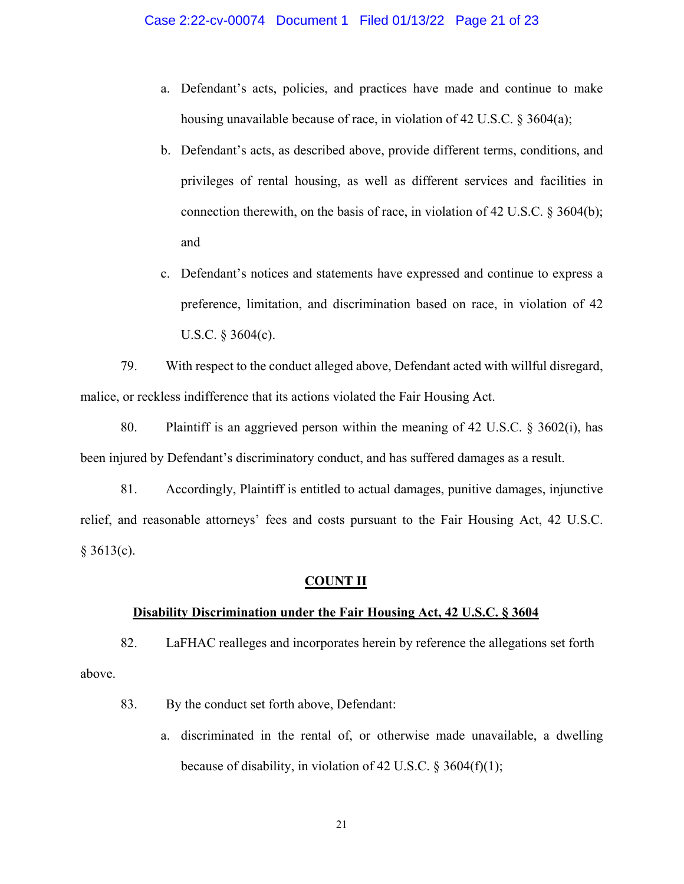a. Defendant's acts, policies, and practices have made and continue to make housing unavailable because of race, in violation of 42 U.S.C. § 3604(a);

b. Defendant's acts, as described above, provide different terms, conditions, and privileges of rental housing, as well as different services and facilities in connection therewith, on the basis of race, in violation of 42 U.S.C. § 3604(b); and

c. Defendant's notices and statements have expressed and continue to express a preference, limitation, and discrimination based on race, in violation of 42 U.S.C. § 3604(c).

79. With respect to the conduct alleged above, Defendant acted with willful disregard, malice, or reckless indifference that its actions violated the Fair Housing Act.

80. Plaintiff is an aggrieved person within the meaning of 42 U.S.C. § 3602(i), has been injured by Defendant's discriminatory conduct, and has suffered damages as a result.

81. Accordingly, Plaintiff is entitled to actual damages, punitive damages, injunctive relief, and reasonable attorneys' fees and costs pursuant to the Fair Housing Act, 42 U.S.C. § 3613(c).

## COUNT II

## Disability Discrimination under the Fair Housing Act, 42 U.S.C. § 3604

82. LaFHAC realleges and incorporates herein by reference the allegations set forth above.

83. By the conduct set forth above, Defendant:

a. discriminated in the rental of, or otherwise made unavailable, a dwelling because of disability, in violation of 42 U.S.C. § 3604(f)(1);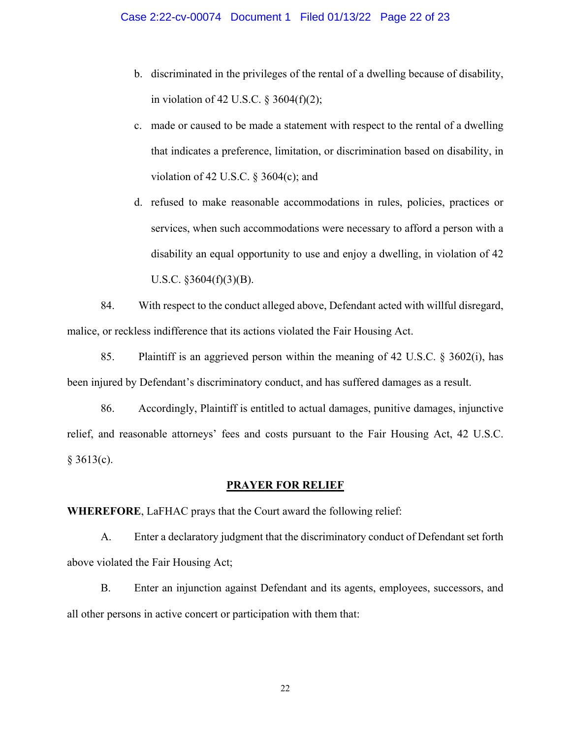b. discriminated in the privileges of the rental of a dwelling because of disability, in violation of 42 U.S.C. § 3604(f)(2);

c. made or caused to be made a statement with respect to the rental of a dwelling that indicates a preference, limitation, or discrimination based on disability, in violation of 42 U.S.C. § 3604(c); and

d. refused to make reasonable accommodations in rules, policies, practices or services, when such accommodations were necessary to afford a person with a disability an equal opportunity to use and enjoy a dwelling, in violation of 42 U.S.C. §3604(f)(3)(B).

84. With respect to the conduct alleged above, Defendant acted with willful disregard, malice, or reckless indifference that its actions violated the Fair Housing Act.

85. Plaintiff is an aggrieved person within the meaning of 42 U.S.C. § 3602(i), has been injured by Defendant's discriminatory conduct, and has suffered damages as a result.

86. Accordingly, Plaintiff is entitled to actual damages, punitive damages, injunctive relief, and reasonable attorneys' fees and costs pursuant to the Fair Housing Act, 42 U.S.C. § 3613(c).

## PRAYER FOR RELIEF

**WHEREFORE**, LaFHAC prays that the Court award the following relief:

A. Enter a declaratory judgment that the discriminatory conduct of Defendant set forth above violated the Fair Housing Act;

B. Enter an injunction against Defendant and its agents, employees, successors, and all other persons in active concert or participation with them that: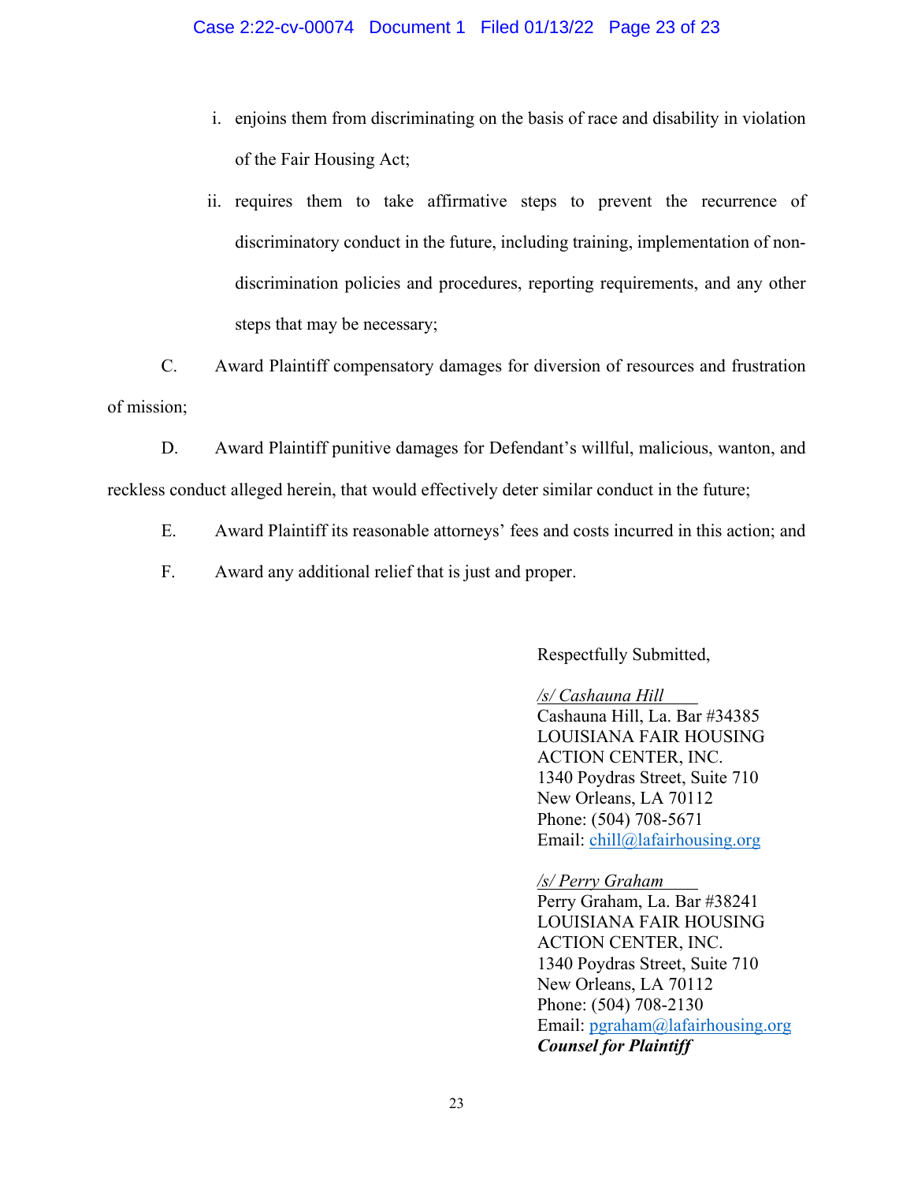i. enjoins them from discriminating on the basis of race and disability in violation of the Fair Housing Act;

ii. requires them to take affirmative steps to prevent the recurrence of discriminatory conduct in the future, including training, implementation of non-discrimination policies and procedures, reporting requirements, and any other steps that may be necessary;

C. Award Plaintiff compensatory damages for diversion of resources and frustration of mission;

D. Award Plaintiff punitive damages for Defendant's willful, malicious, wanton, and reckless conduct alleged herein, that would effectively deter similar conduct in the future;

E. Award Plaintiff its reasonable attorneys' fees and costs incurred in this action; and

F. Award any additional relief that is just and proper.

Respectfully Submitted,

*/s/ Cashauna Hill*
Cashauna Hill, La. Bar #34385
LOUISIANA FAIR HOUSING ACTION CENTER, INC.
1340 Poydras Street, Suite 710
New Orleans, LA 70112
Phone: (504) 708-5671
Email: chill@lafairhousing.org

*/s/ Perry Graham*
Perry Graham, La. Bar #38241
LOUISIANA FAIR HOUSING ACTION CENTER, INC.
1340 Poydras Street, Suite 710
New Orleans, LA 70112
Phone: (504) 708-2130
Email: pgraham@lafairhousing.org
***Counsel for Plaintiff***